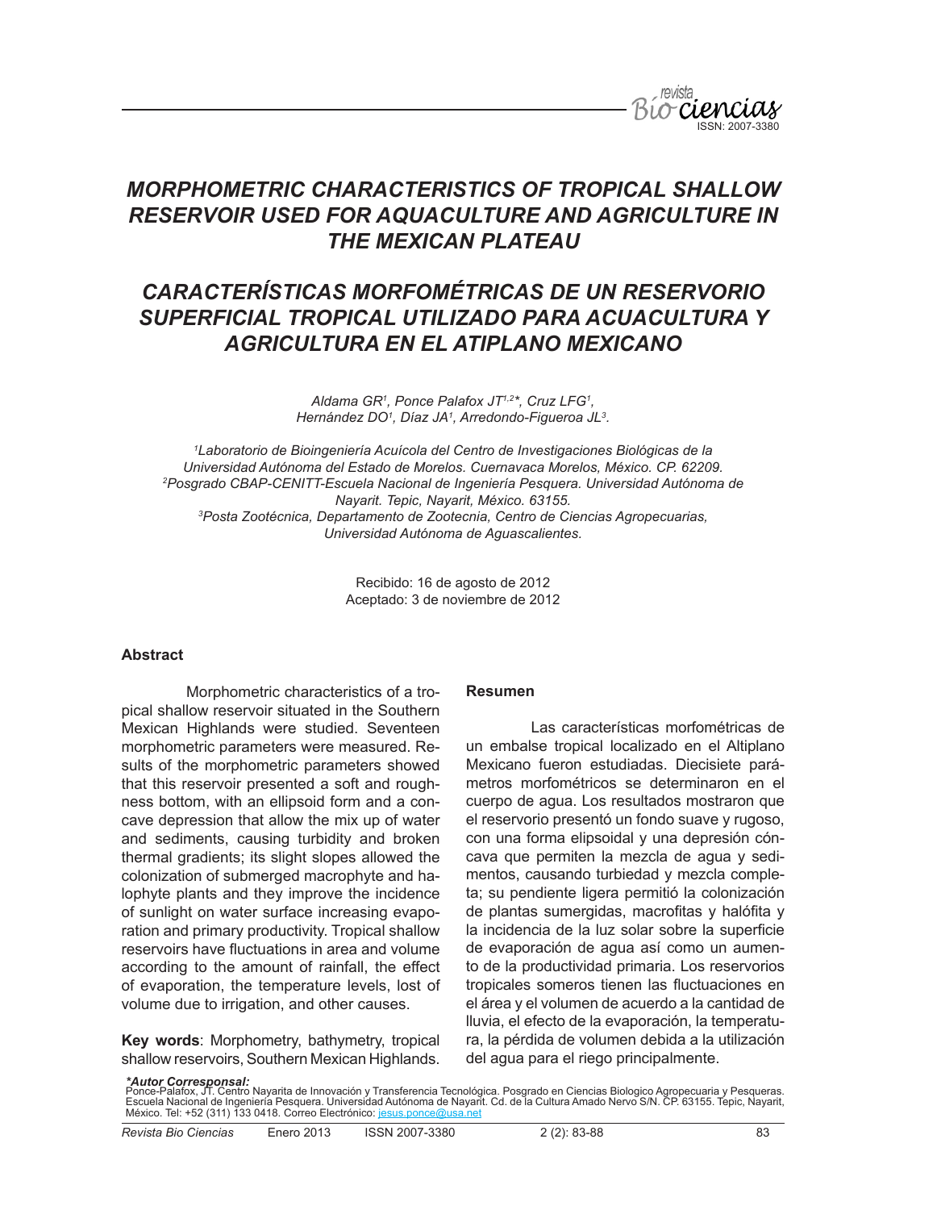# MORPHOMETRIC CHARACTERISTICS OF TROPICAL SHALLOW RESERVOIR USED FOR AQUACULTURE AND AGRICULTURE IN THE MEXICAN PLATEAU

# CARACTERÍSTICAS MORFOMÉTRICAS DE UN RESERVORIO SUPERFICIAL TROPICAL UTILIZADO PARA ACUACULTURA Y AGRICULTURA EN EL ATIPLANO MEXICANO

*Aldama GR[1], Ponce Palafox JT[1,2]\*, Cruz LFG[1], Hernández DO[1], Díaz JA[1], Arredondo-Figueroa JL[3].*

*[1]Laboratorio de Bioingeniería Acuícola del Centro de Investigaciones Biológicas de la Universidad Autónoma del Estado de Morelos. Cuernavaca Morelos, México. CP. 62209.*
*[2]Posgrado CBAP-CENITT-Escuela Nacional de Ingeniería Pesquera. Universidad Autónoma de Nayarit. Tepic, Nayarit, México. 63155.*
*[3]Posta Zootécnica, Departamento de Zootecnia, Centro de Ciencias Agropecuarias, Universidad Autónoma de Aguascalientes.*

Recibido: 16 de agosto de 2012
Aceptado: 3 de noviembre de 2012

### Abstract

Morphometric characteristics of a tropical shallow reservoir situated in the Southern Mexican Highlands were studied. Seventeen morphometric parameters were measured. Results of the morphometric parameters showed that this reservoir presented a soft and roughness bottom, with an ellipsoid form and a concave depression that allow the mix up of water and sediments, causing turbidity and broken thermal gradients; its slight slopes allowed the colonization of submerged macrophyte and halophyte plants and they improve the incidence of sunlight on water surface increasing evaporation and primary productivity. Tropical shallow reservoirs have fluctuations in area and volume according to the amount of rainfall, the effect of evaporation, the temperature levels, lost of volume due to irrigation, and other causes.

**Key words**: Morphometry, bathymetry, tropical shallow reservoirs, Southern Mexican Highlands.

### Resumen

Las características morfométricas de un embalse tropical localizado en el Altiplano Mexicano fueron estudiadas. Diecisiete parámetros morfométricos se determinaron en el cuerpo de agua. Los resultados mostraron que el reservorio presentó un fondo suave y rugoso, con una forma elipsoidal y una depresión cóncava que permiten la mezcla de agua y sedimentos, causando turbiedad y mezcla completa; su pendiente ligera permitió la colonización de plantas sumergidas, macrofitas y halófita y la incidencia de la luz solar sobre la superficie de evaporación de agua así como un aumento de la productividad primaria. Los reservorios tropicales someros tienen las fluctuaciones en el área y el volumen de acuerdo a la cantidad de lluvia, el efecto de la evaporación, la temperatura, la pérdida de volumen debida a la utilización del agua para el riego principalmente.

***Autor Corresponsal:**
Ponce-Palafox, JT. Centro Nayarita de Innovación y Transferencia Tecnológica. Posgrado en Ciencias Biologico Agropecuaria y Pesqueras. Escuela Nacional de Ingeniería Pesquera. Universidad Autónoma de Nayarit. Cd. de la Cultura Amado Nervo S/N. CP. 63155. Tepic, Nayarit, México. Tel: +52 (311) 133 0418. Correo Electrónico: jesus.ponce@usa.net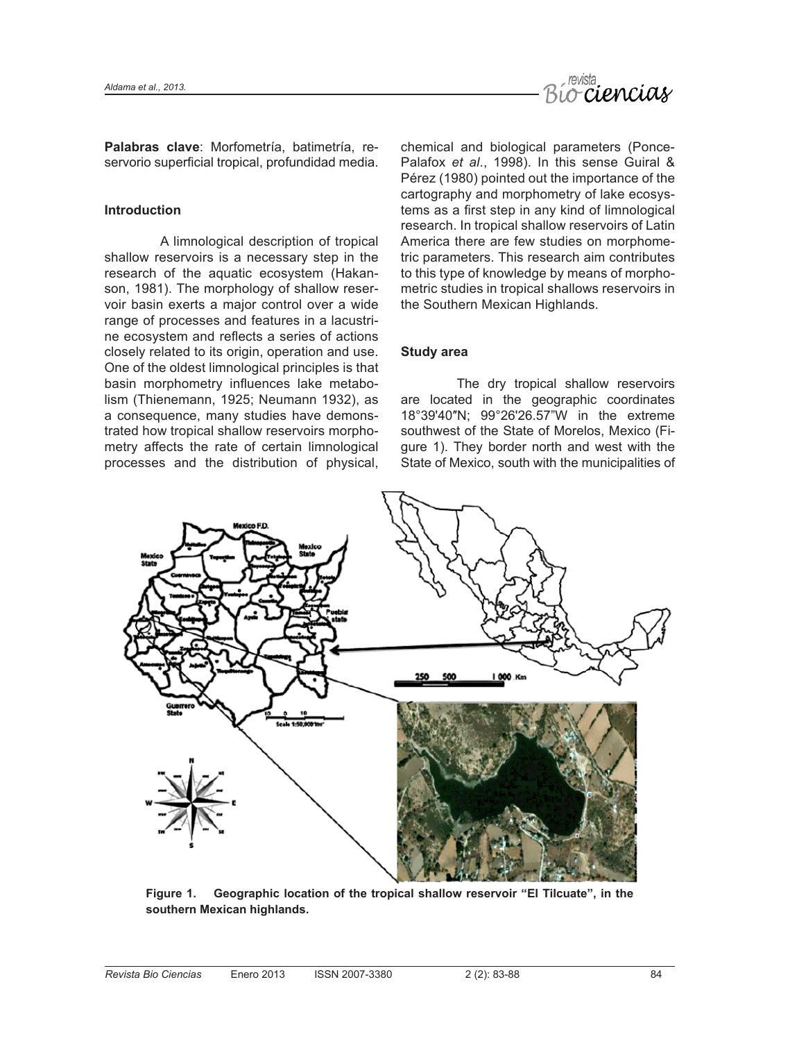**Palabras clave**: Morfometría, batimetría, reservorio superficial tropical, profundidad media.

## Introduction

A limnological description of tropical shallow reservoirs is a necessary step in the research of the aquatic ecosystem (Hakanson, 1981). The morphology of shallow reservoir basin exerts a major control over a wide range of processes and features in a lacustrine ecosystem and reflects a series of actions closely related to its origin, operation and use. One of the oldest limnological principles is that basin morphometry influences lake metabolism (Thienemann, 1925; Neumann 1932), as a consequence, many studies have demonstrated how tropical shallow reservoirs morphometry affects the rate of certain limnological processes and the distribution of physical, chemical and biological parameters (Ponce-Palafox *et al*., 1998). In this sense Guiral & Pérez (1980) pointed out the importance of the cartography and morphometry of lake ecosystems as a first step in any kind of limnological research. In tropical shallow reservoirs of Latin America there are few studies on morphometric parameters. This research aim contributes to this type of knowledge by means of morphometric studies in tropical shallows reservoirs in the Southern Mexican Highlands.

## Study area

The dry tropical shallow reservoirs are located in the geographic coordinates 18°39'40″N; 99°26'26.57"W in the extreme southwest of the State of Morelos, Mexico (Figure 1). They border north and west with the State of Mexico, south with the municipalities of

**Figure 1. Geographic location of the tropical shallow reservoir "El Tilcuate", in the southern Mexican highlands.**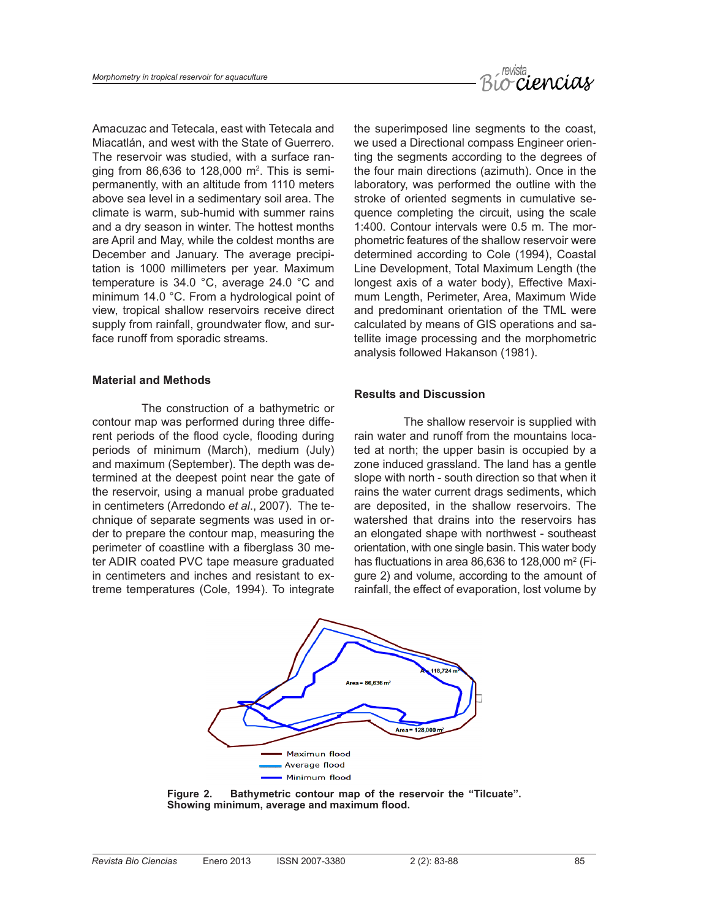Amacuzac and Tetecala, east with Tetecala and Miacatlán, and west with the State of Guerrero. The reservoir was studied, with a surface ranging from 86,636 to 128,000 m$^2$. This is semi-permanently, with an altitude from 1110 meters above sea level in a sedimentary soil area. The climate is warm, sub-humid with summer rains and a dry season in winter. The hottest months are April and May, while the coldest months are December and January. The average precipitation is 1000 millimeters per year. Maximum temperature is 34.0 °C, average 24.0 °C and minimum 14.0 °C. From a hydrological point of view, tropical shallow reservoirs receive direct supply from rainfall, groundwater flow, and surface runoff from sporadic streams.

## Material and Methods

The construction of a bathymetric or contour map was performed during three different periods of the flood cycle, flooding during periods of minimum (March), medium (July) and maximum (September). The depth was determined at the deepest point near the gate of the reservoir, using a manual probe graduated in centimeters (Arredondo *et al*., 2007). The technique of separate segments was used in order to prepare the contour map, measuring the perimeter of coastline with a fiberglass 30 meter ADIR coated PVC tape measure graduated in centimeters and inches and resistant to extreme temperatures (Cole, 1994). To integrate the superimposed line segments to the coast, we used a Directional compass Engineer orienting the segments according to the degrees of the four main directions (azimuth). Once in the laboratory, was performed the outline with the stroke of oriented segments in cumulative sequence completing the circuit, using the scale 1:400. Contour intervals were 0.5 m. The morphometric features of the shallow reservoir were determined according to Cole (1994), Coastal Line Development, Total Maximum Length (the longest axis of a water body), Effective Maximum Length, Perimeter, Area, Maximum Wide and predominant orientation of the TML were calculated by means of GIS operations and satellite image processing and the morphometric analysis followed Hakanson (1981).

## Results and Discussion

The shallow reservoir is supplied with rain water and runoff from the mountains located at north; the upper basin is occupied by a zone induced grassland. The land has a gentle slope with north - south direction so that when it rains the water current drags sediments, which are deposited, in the shallow reservoirs. The watershed that drains into the reservoirs has an elongated shape with northwest - southeast orientation, with one single basin. This water body has fluctuations in area 86,636 to 128,000 m$^2$ (Figure 2) and volume, according to the amount of rainfall, the effect of evaporation, lost volume by

**Figure 2. Bathymetric contour map of the reservoir the "Tilcuate". Showing minimum, average and maximum flood.**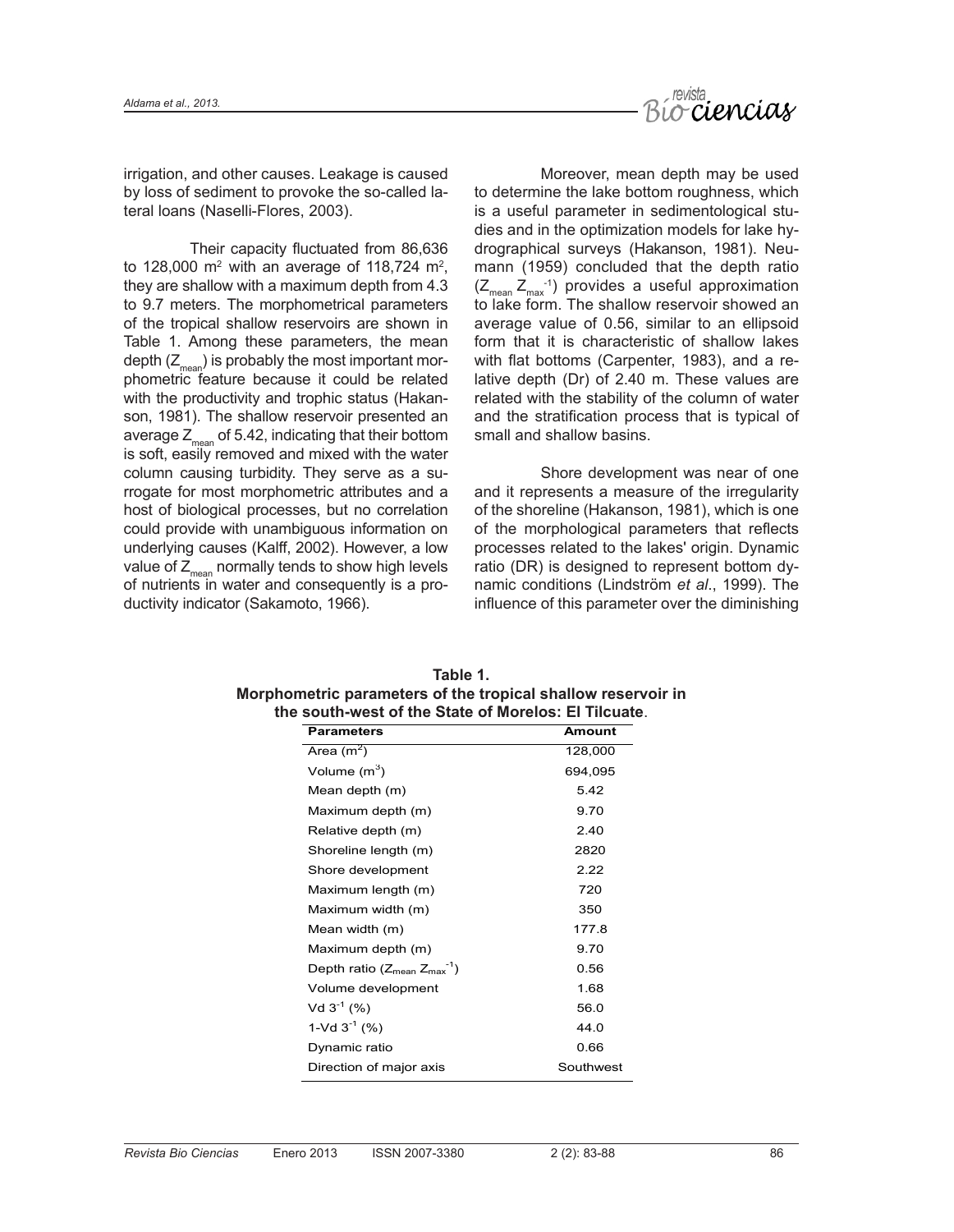irrigation, and other causes. Leakage is caused by loss of sediment to provoke the so-called lateral loans (Naselli-Flores, 2003).

Their capacity fluctuated from 86,636 to 128,000 $m^2$ with an average of 118,724 $m^2$, they are shallow with a maximum depth from 4.3 to 9.7 meters. The morphometrical parameters of the tropical shallow reservoirs are shown in Table 1. Among these parameters, the mean depth ($Z_{mean}$) is probably the most important morphometric feature because it could be related with the productivity and trophic status (Hakanson, 1981). The shallow reservoir presented an average $Z_{mean}$ of 5.42, indicating that their bottom is soft, easily removed and mixed with the water column causing turbidity. They serve as a surrogate for most morphometric attributes and a host of biological processes, but no correlation could provide with unambiguous information on underlying causes (Kalff, 2002). However, a low value of $Z_{mean}$ normally tends to show high levels of nutrients in water and consequently is a productivity indicator (Sakamoto, 1966).

Moreover, mean depth may be used to determine the lake bottom roughness, which is a useful parameter in sedimentological studies and in the optimization models for lake hydrographical surveys (Hakanson, 1981). Neumann (1959) concluded that the depth ratio ($Z_{mean}\ Z_{max}^{-1}$) provides a useful approximation to lake form. The shallow reservoir showed an average value of 0.56, similar to an ellipsoid form that it is characteristic of shallow lakes with flat bottoms (Carpenter, 1983), and a relative depth (Dr) of 2.40 m. These values are related with the stability of the column of water and the stratification process that is typical of small and shallow basins.

Shore development was near of one and it represents a measure of the irregularity of the shoreline (Hakanson, 1981), which is one of the morphological parameters that reflects processes related to the lakes' origin. Dynamic ratio (DR) is designed to represent bottom dynamic conditions (Lindström *et al*., 1999). The influence of this parameter over the diminishing

**Table 1.**
**Morphometric parameters of the tropical shallow reservoir in the south-west of the State of Morelos: El Tilcuate**.

| Parameters | Amount |
|---|---|
| Area ($m^2$) | 128,000 |
| Volume ($m^3$) | 694,095 |
| Mean depth (m) | 5.42 |
| Maximum depth (m) | 9.70 |
| Relative depth (m) | 2.40 |
| Shoreline length (m) | 2820 |
| Shore development | 2.22 |
| Maximum length (m) | 720 |
| Maximum width (m) | 350 |
| Mean width (m) | 177.8 |
| Maximum depth (m) | 9.70 |
| Depth ratio ($Z_{mean}\ Z_{max}^{-1}$) | 0.56 |
| Volume development | 1.68 |
| Vd $3^{-1}$ (%) | 56.0 |
| 1-Vd $3^{-1}$ (%) | 44.0 |
| Dynamic ratio | 0.66 |
| Direction of major axis | Southwest |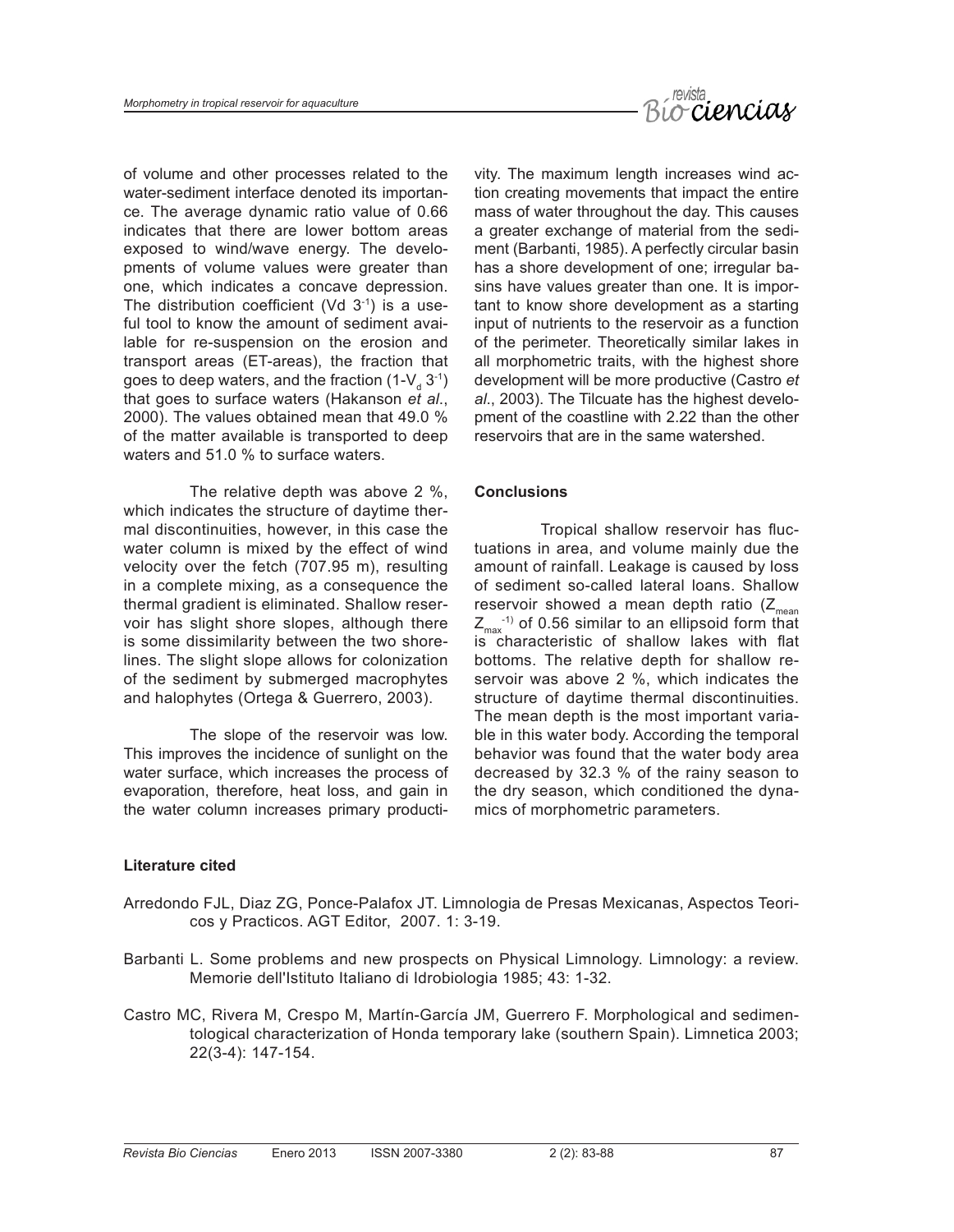of volume and other processes related to the water-sediment interface denoted its importance. The average dynamic ratio value of 0.66 indicates that there are lower bottom areas exposed to wind/wave energy. The developments of volume values were greater than one, which indicates a concave depression. The distribution coefficient (Vd $3^{-1}$) is a useful tool to know the amount of sediment available for re-suspension on the erosion and transport areas (ET-areas), the fraction that goes to deep waters, and the fraction (1-$V_d$ $3^{-1}$) that goes to surface waters (Hakanson *et al*., 2000). The values obtained mean that 49.0 % of the matter available is transported to deep waters and 51.0 % to surface waters.

The relative depth was above 2 %, which indicates the structure of daytime thermal discontinuities, however, in this case the water column is mixed by the effect of wind velocity over the fetch (707.95 m), resulting in a complete mixing, as a consequence the thermal gradient is eliminated. Shallow reservoir has slight shore slopes, although there is some dissimilarity between the two shorelines. The slight slope allows for colonization of the sediment by submerged macrophytes and halophytes (Ortega & Guerrero, 2003).

The slope of the reservoir was low. This improves the incidence of sunlight on the water surface, which increases the process of evaporation, therefore, heat loss, and gain in the water column increases primary productivity. The maximum length increases wind action creating movements that impact the entire mass of water throughout the day. This causes a greater exchange of material from the sediment (Barbanti, 1985). A perfectly circular basin has a shore development of one; irregular basins have values greater than one. It is important to know shore development as a starting input of nutrients to the reservoir as a function of the perimeter. Theoretically similar lakes in all morphometric traits, with the highest shore development will be more productive (Castro *et al*., 2003). The Tilcuate has the highest development of the coastline with 2.22 than the other reservoirs that are in the same watershed.

## Conclusions

Tropical shallow reservoir has fluctuations in area, and volume mainly due the amount of rainfall. Leakage is caused by loss of sediment so-called lateral loans. Shallow reservoir showed a mean depth ratio ($Z_{mean}$ $Z_{max}^{-1}$) of 0.56 similar to an ellipsoid form that is characteristic of shallow lakes with flat bottoms. The relative depth for shallow reservoir was above 2 %, which indicates the structure of daytime thermal discontinuities. The mean depth is the most important variable in this water body. According the temporal behavior was found that the water body area decreased by 32.3 % of the rainy season to the dry season, which conditioned the dynamics of morphometric parameters.

## Literature cited

Arredondo FJL, Diaz ZG, Ponce-Palafox JT. Limnologia de Presas Mexicanas, Aspectos Teoricos y Practicos. AGT Editor, 2007. 1: 3-19.

Barbanti L. Some problems and new prospects on Physical Limnology. Limnology: a review. Memorie dell'Istituto Italiano di Idrobiologia 1985; 43: 1-32.

Castro MC, Rivera M, Crespo M, Martín-García JM, Guerrero F. Morphological and sedimentological characterization of Honda temporary lake (southern Spain). Limnetica 2003; 22(3-4): 147-154.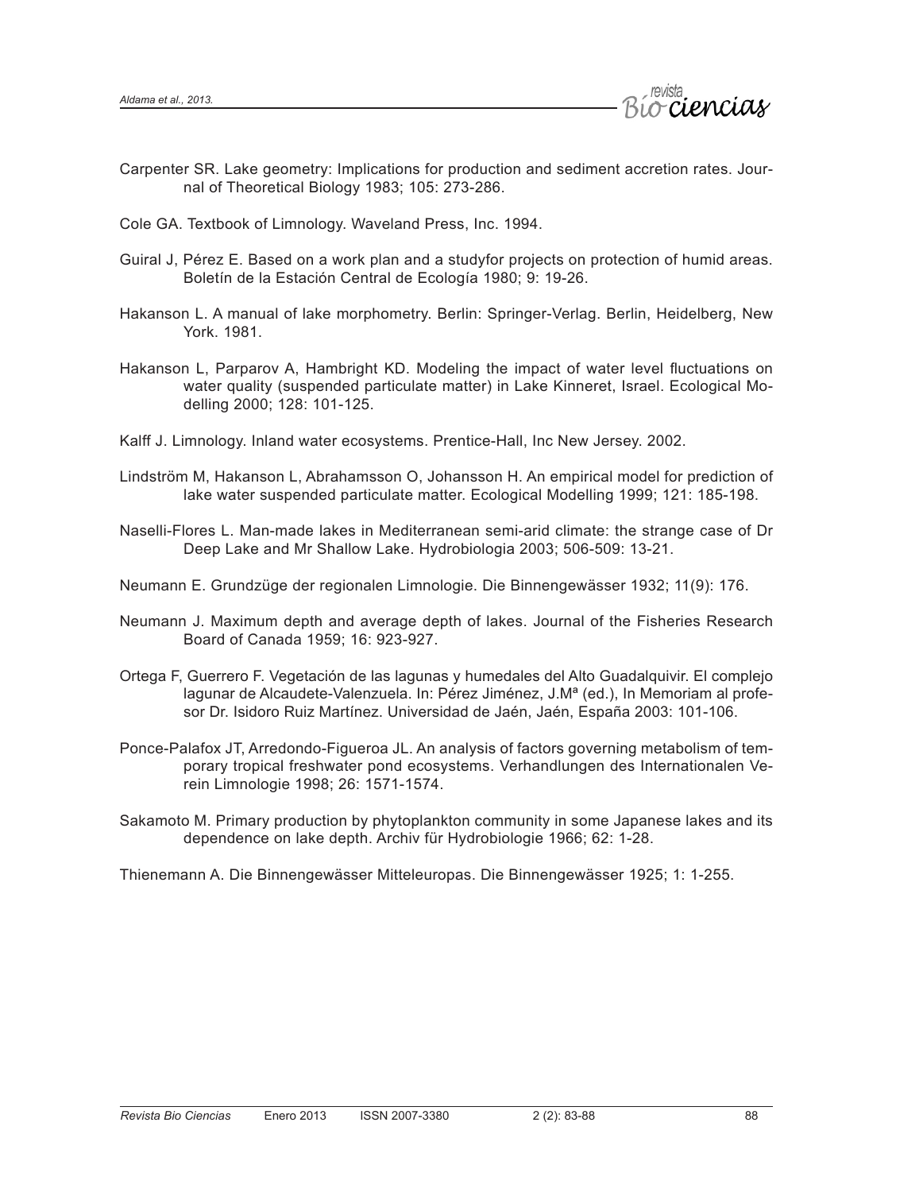Carpenter SR. Lake geometry: Implications for production and sediment accretion rates. Journal of Theoretical Biology 1983; 105: 273-286.

Cole GA. Textbook of Limnology. Waveland Press, Inc. 1994.

Guiral J, Pérez E. Based on a work plan and a studyfor projects on protection of humid areas. Boletín de la Estación Central de Ecología 1980; 9: 19-26.

Hakanson L. A manual of lake morphometry. Berlin: Springer-Verlag. Berlin, Heidelberg, New York. 1981.

Hakanson L, Parparov A, Hambright KD. Modeling the impact of water level fluctuations on water quality (suspended particulate matter) in Lake Kinneret, Israel. Ecological Modelling 2000; 128: 101-125.

Kalff J. Limnology. Inland water ecosystems. Prentice-Hall, Inc New Jersey. 2002.

Lindström M, Hakanson L, Abrahamsson O, Johansson H. An empirical model for prediction of lake water suspended particulate matter. Ecological Modelling 1999; 121: 185-198.

Naselli-Flores L. Man-made lakes in Mediterranean semi-arid climate: the strange case of Dr Deep Lake and Mr Shallow Lake. Hydrobiologia 2003; 506-509: 13-21.

Neumann E. Grundzüge der regionalen Limnologie. Die Binnengewässer 1932; 11(9): 176.

Neumann J. Maximum depth and average depth of lakes. Journal of the Fisheries Research Board of Canada 1959; 16: 923-927.

Ortega F, Guerrero F. Vegetación de las lagunas y humedales del Alto Guadalquivir. El complejo lagunar de Alcaudete-Valenzuela. In: Pérez Jiménez, J.Mª (ed.), In Memoriam al profesor Dr. Isidoro Ruiz Martínez. Universidad de Jaén, Jaén, España 2003: 101-106.

Ponce-Palafox JT, Arredondo-Figueroa JL. An analysis of factors governing metabolism of temporary tropical freshwater pond ecosystems. Verhandlungen des Internationalen Verein Limnologie 1998; 26: 1571-1574.

Sakamoto M. Primary production by phytoplankton community in some Japanese lakes and its dependence on lake depth. Archiv für Hydrobiologie 1966; 62: 1-28.

Thienemann A. Die Binnengewässer Mitteleuropas. Die Binnengewässer 1925; 1: 1-255.